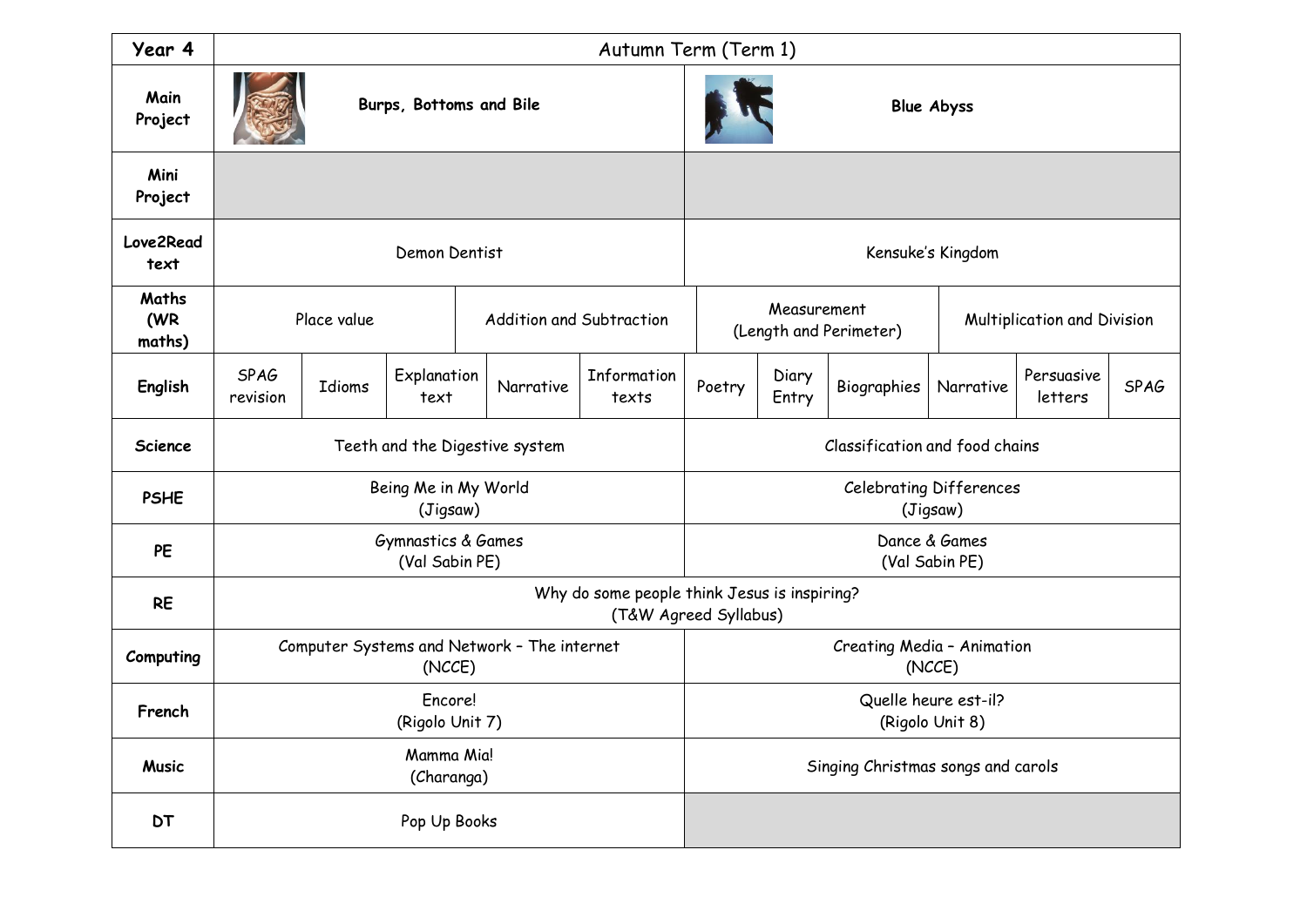| Year 4 | Autumn Term (Term 1) | |
|---|---|---|
| Main Project | Burps, Bottoms and Bile | Blue Abyss |
| Mini Project | | |
| Love2Read text | Demon Dentist | Kensuke's Kingdom |
| Maths (WR maths) | Place value; Addition and Subtraction | Measurement (Length and Perimeter); Multiplication and Division |
| English | SPAG revision; Idioms; Explanation text; Narrative; Information texts | Poetry; Diary Entry; Biographies; Narrative; Persuasive letters; SPAG |
| Science | Teeth and the Digestive system | Classification and food chains |
| PSHE | Being Me in My World (Jigsaw) | Celebrating Differences (Jigsaw) |
| PE | Gymnastics & Games (Val Sabin PE) | Dance & Games (Val Sabin PE) |
| RE | Why do some people think Jesus is inspiring? (T&W Agreed Syllabus) | |
| Computing | Computer Systems and Network – The internet (NCCE) | Creating Media – Animation (NCCE) |
| French | Encore! (Rigolo Unit 7) | Quelle heure est-il? (Rigolo Unit 8) |
| Music | Mamma Mia! (Charanga) | Singing Christmas songs and carols |
| DT | Pop Up Books | |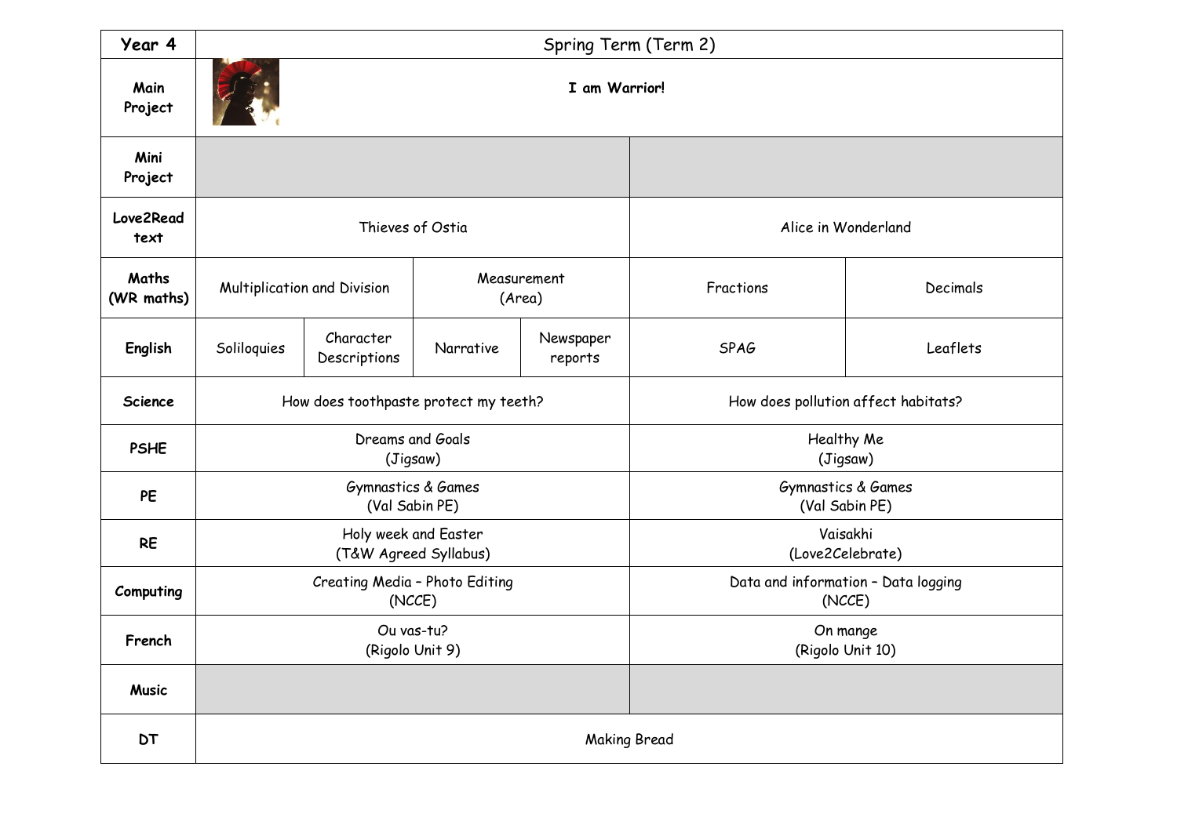| Year 4 | Spring Term (Term 2) | | | | | |
|---|---|---|---|---|---|---|
| **Main Project** | **I am Warrior!** | | | | | |
| **Mini Project** | | | | | | |
| **Love2Read text** | Thieves of Ostia | | | | Alice in Wonderland | |
| **Maths (WR maths)** | Multiplication and Division | | Measurement (Area) | | Fractions | Decimals |
| **English** | Soliloquies | Character Descriptions | Narrative | Newspaper reports | SPAG | Leaflets |
| **Science** | How does toothpaste protect my teeth? | | | | How does pollution affect habitats? | |
| **PSHE** | Dreams and Goals (Jigsaw) | | | | Healthy Me (Jigsaw) | |
| **PE** | Gymnastics & Games (Val Sabin PE) | | | | Gymnastics & Games (Val Sabin PE) | |
| **RE** | Holy week and Easter (T&W Agreed Syllabus) | | | | Vaisakhi (Love2Celebrate) | |
| **Computing** | Creating Media – Photo Editing (NCCE) | | | | Data and information – Data logging (NCCE) | |
| **French** | Ou vas-tu? (Rigolo Unit 9) | | | | On mange (Rigolo Unit 10) | |
| **Music** | | | | | | |
| **DT** | Making Bread | | | | | |